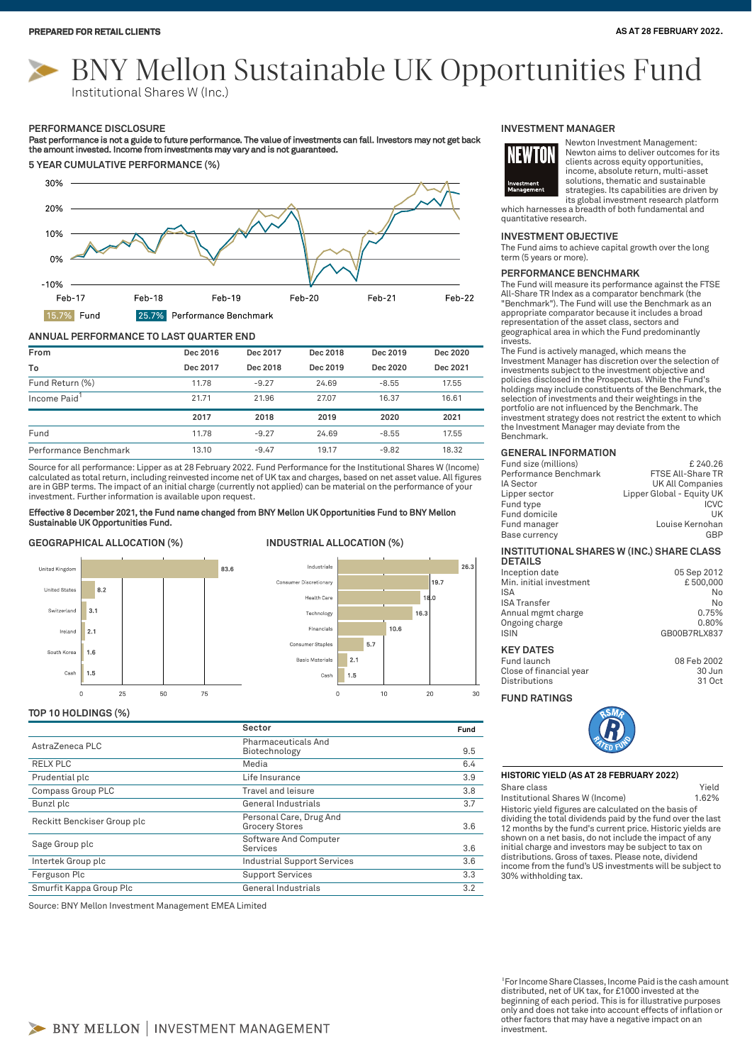PREPARED FOR RETAIL CLIENTS

AS AT 28 FEBRUARY 2022.

# BNY Mellon Sustainable UK Opportunities Fund

Institutional Shares W (Inc.)

## PERFORMANCE DISCLOSURE

**Past performance is not a guide to future performance. The value of investments can fall. Investors may not get back the amount invested. Income from investments may vary and is not guaranteed.**

### 5 YEAR CUMULATIVE PERFORMANCE (%)

15.7% Fund | 25.7% Performance Benchmark

### ANNUAL PERFORMANCE TO LAST QUARTER END

| From | Dec 2016 | Dec 2017 | Dec 2018 | Dec 2019 | Dec 2020 |
|---|---|---|---|---|---|
| To | Dec 2017 | Dec 2018 | Dec 2019 | Dec 2020 | Dec 2021 |
| Fund Return (%) | 11.78 | -9.27 | 24.69 | -8.55 | 17.55 |
| Income Paid[1] | 21.71 | 21.96 | 27.07 | 16.37 | 16.61 |

| | 2017 | 2018 | 2019 | 2020 | 2021 |
|---|---|---|---|---|---|
| Fund | 11.78 | -9.27 | 24.69 | -8.55 | 17.55 |
| Performance Benchmark | 13.10 | -9.47 | 19.17 | -9.82 | 18.32 |

Source for all performance: Lipper as at 28 February 2022. Fund Performance for the Institutional Shares W (Income) calculated as total return, including reinvested income net of UK tax and charges, based on net asset value. All figures are in GBP terms. The impact of an initial charge (currently not applied) can be material on the performance of your investment. Further information is available upon request.

**Effective 8 December 2021, the Fund name changed from BNY Mellon UK Opportunities Fund to BNY Mellon Sustainable UK Opportunities Fund.**

### GEOGRAPHICAL ALLOCATION (%)

| Country | % |
|---|---|
| United Kingdom | 83.6 |
| United States | 8.2 |
| Switzerland | 3.1 |
| Ireland | 2.1 |
| South Korea | 1.6 |
| Cash | 1.5 |

### INDUSTRIAL ALLOCATION (%)

| Industry | % |
|---|---|
| Industrials | 26.3 |
| Consumer Discretionary | 19.7 |
| Health Care | 18.0 |
| Technology | 16.3 |
| Financials | 10.6 |
| Consumer Staples | 5.7 |
| Basic Materials | 2.1 |
| Cash | 1.5 |

### TOP 10 HOLDINGS (%)

| | Sector | Fund |
|---|---|---|
| AstraZeneca PLC | Pharmaceuticals And Biotechnology | 9.5 |
| RELX PLC | Media | 6.4 |
| Prudential plc | Life Insurance | 3.9 |
| Compass Group PLC | Travel and leisure | 3.8 |
| Bunzl plc | General Industrials | 3.7 |
| Reckitt Benckiser Group plc | Personal Care, Drug And Grocery Stores | 3.6 |
| Sage Group plc | Software And Computer Services | 3.6 |
| Intertek Group plc | Industrial Support Services | 3.6 |
| Ferguson Plc | Support Services | 3.3 |
| Smurfit Kappa Group Plc | General Industrials | 3.2 |

Source: BNY Mellon Investment Management EMEA Limited

## INVESTMENT MANAGER

Newton Investment Management: Newton aims to deliver outcomes for its clients across equity opportunities, income, absolute return, multi-asset solutions, thematic and sustainable strategies. Its capabilities are driven by its global investment research platform which harnesses a breadth of both fundamental and quantitative research.

## INVESTMENT OBJECTIVE

The Fund aims to achieve capital growth over the long term (5 years or more).

## PERFORMANCE BENCHMARK

The Fund will measure its performance against the FTSE All-Share TR Index as a comparator benchmark (the "Benchmark"). The Fund will use the Benchmark as an appropriate comparator because it includes a broad representation of the asset class, sectors and geographical area in which the Fund predominantly invests.

The Fund is actively managed, which means the Investment Manager has discretion over the selection of investments subject to the investment objective and policies disclosed in the Prospectus. While the Fund's holdings may include constituents of the Benchmark, the selection of investments and their weightings in the portfolio are not influenced by the Benchmark. The investment strategy does not restrict the extent to which the Investment Manager may deviate from the Benchmark.

## GENERAL INFORMATION

| | |
|---|---|
| Fund size (millions) | £ 240.26 |
| Performance Benchmark | FTSE All-Share TR |
| IA Sector | UK All Companies |
| Lipper sector | Lipper Global - Equity UK |
| Fund type | ICVC |
| Fund domicile | UK |
| Fund manager | Louise Kernohan |
| Base currency | GBP |

## INSTITUTIONAL SHARES W (INC.) SHARE CLASS DETAILS

| | |
|---|---|
| Inception date | 05 Sep 2012 |
| Min. initial investment | £ 500,000 |
| ISA | No |
| ISA Transfer | No |
| Annual mgmt charge | 0.75% |
| Ongoing charge | 0.80% |
| ISIN | GB00B7RLX837 |

## KEY DATES

| | |
|---|---|
| Fund launch | 08 Feb 2002 |
| Close of financial year | 30 Jun |
| Distributions | 31 Oct |

## FUND RATINGS

## HISTORIC YIELD (AS AT 28 FEBRUARY 2022)

| Share class | Yield |
|---|---|
| Institutional Shares W (Income) | 1.62% |

Historic yield figures are calculated on the basis of dividing the total dividends paid by the fund over the last 12 months by the fund's current price. Historic yields are shown on a net basis, do not include the impact of any initial charge and investors may be subject to tax on distributions. Gross of taxes. Please note, dividend income from the fund's US investments will be subject to 30% withholding tax.

[1]For Income Share Classes, Income Paid is the cash amount distributed, net of UK tax, for £1000 invested at the beginning of each period. This is for illustrative purposes only and does not take into account effects of inflation or other factors that may have a negative impact on an investment.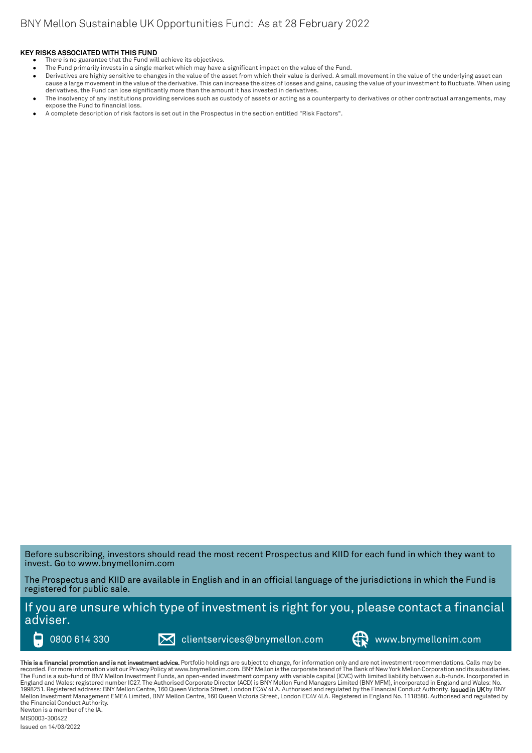## KEY RISKS ASSOCIATED WITH THIS FUND

- There is no guarantee that the Fund will achieve its objectives.
- The Fund primarily invests in a single market which may have a significant impact on the value of the Fund.
- Derivatives are highly sensitive to changes in the value of the asset from which their value is derived. A small movement in the value of the underlying asset can cause a large movement in the value of the derivative. This can increase the sizes of losses and gains, causing the value of your investment to fluctuate. When using derivatives, the Fund can lose significantly more than the amount it has invested in derivatives.
- The insolvency of any institutions providing services such as custody of assets or acting as a counterparty to derivatives or other contractual arrangements, may expose the Fund to financial loss.
- A complete description of risk factors is set out in the Prospectus in the section entitled "Risk Factors".

Before subscribing, investors should read the most recent Prospectus and KIID for each fund in which they want to invest. Go to www.bnymellonim.com

The Prospectus and KIID are available in English and in an official language of the jurisdictions in which the Fund is registered for public sale.

If you are unsure which type of investment is right for you, please contact a financial adviser.

0800 614 330 clientservices@bnymellon.com www.bnymellonim.com

**This is a financial promotion and is not investment advice.** Portfolio holdings are subject to change, for information only and are not investment recommendations. Calls may be recorded. For more information visit our Privacy Policy at www.bnymellonim.com. BNY Mellon is the corporate brand of The Bank of New York Mellon Corporation and its subsidiaries. The Fund is a sub-fund of BNY Mellon Investment Funds, an open-ended investment company with variable capital (ICVC) with limited liability between sub-funds. Incorporated in England and Wales: registered number IC27. The Authorised Corporate Director (ACD) is BNY Mellon Fund Managers Limited (BNY MFM), incorporated in England and Wales: No. 1998251. Registered address: BNY Mellon Centre, 160 Queen Victoria Street, London EC4V 4LA. Authorised and regulated by the Financial Conduct Authority. **Issued in UK** by BNY Mellon Investment Management EMEA Limited, BNY Mellon Centre, 160 Queen Victoria Street, London EC4V 4LA. Registered in England No. 1118580. Authorised and regulated by the Financial Conduct Authority.
Newton is a member of the IA.

MIS0003-300422

Issued on 14/03/2022